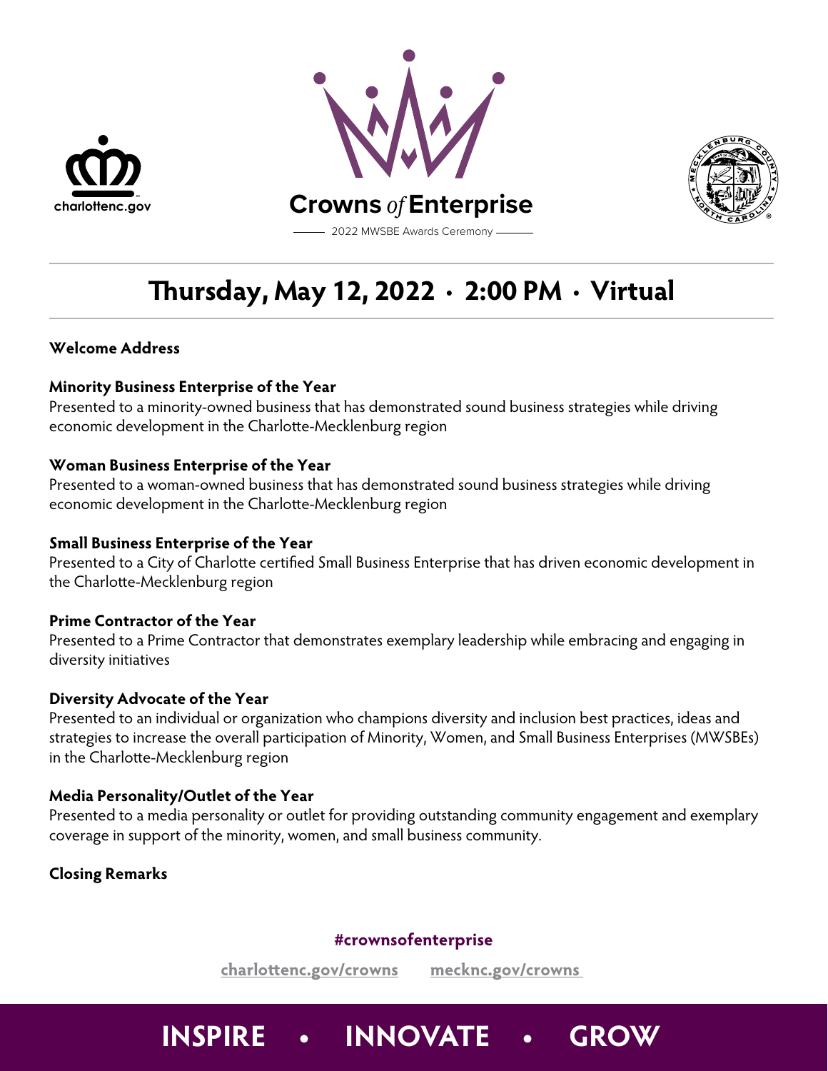charlottenc.gov

# Crowns *of* Enterprise

2022 MWSBE Awards Ceremony

## Thursday, May 12, 2022 · 2:00 PM · Virtual

**Welcome Address**

**Minority Business Enterprise of the Year**
Presented to a minority-owned business that has demonstrated sound business strategies while driving economic development in the Charlotte-Mecklenburg region

**Woman Business Enterprise of the Year**
Presented to a woman-owned business that has demonstrated sound business strategies while driving economic development in the Charlotte-Mecklenburg region

**Small Business Enterprise of the Year**
Presented to a City of Charlotte certified Small Business Enterprise that has driven economic development in the Charlotte-Mecklenburg region

**Prime Contractor of the Year**
Presented to a Prime Contractor that demonstrates exemplary leadership while embracing and engaging in diversity initiatives

**Diversity Advocate of the Year**
Presented to an individual or organization who champions diversity and inclusion best practices, ideas and strategies to increase the overall participation of Minority, Women, and Small Business Enterprises (MWSBEs) in the Charlotte-Mecklenburg region

**Media Personality/Outlet of the Year**
Presented to a media personality or outlet for providing outstanding community engagement and exemplary coverage in support of the minority, women, and small business community.

**Closing Remarks**

**#crownsofenterprise**

**charlottenc.gov/crowns** **mecknc.gov/crowns**

**INSPIRE • INNOVATE • GROW**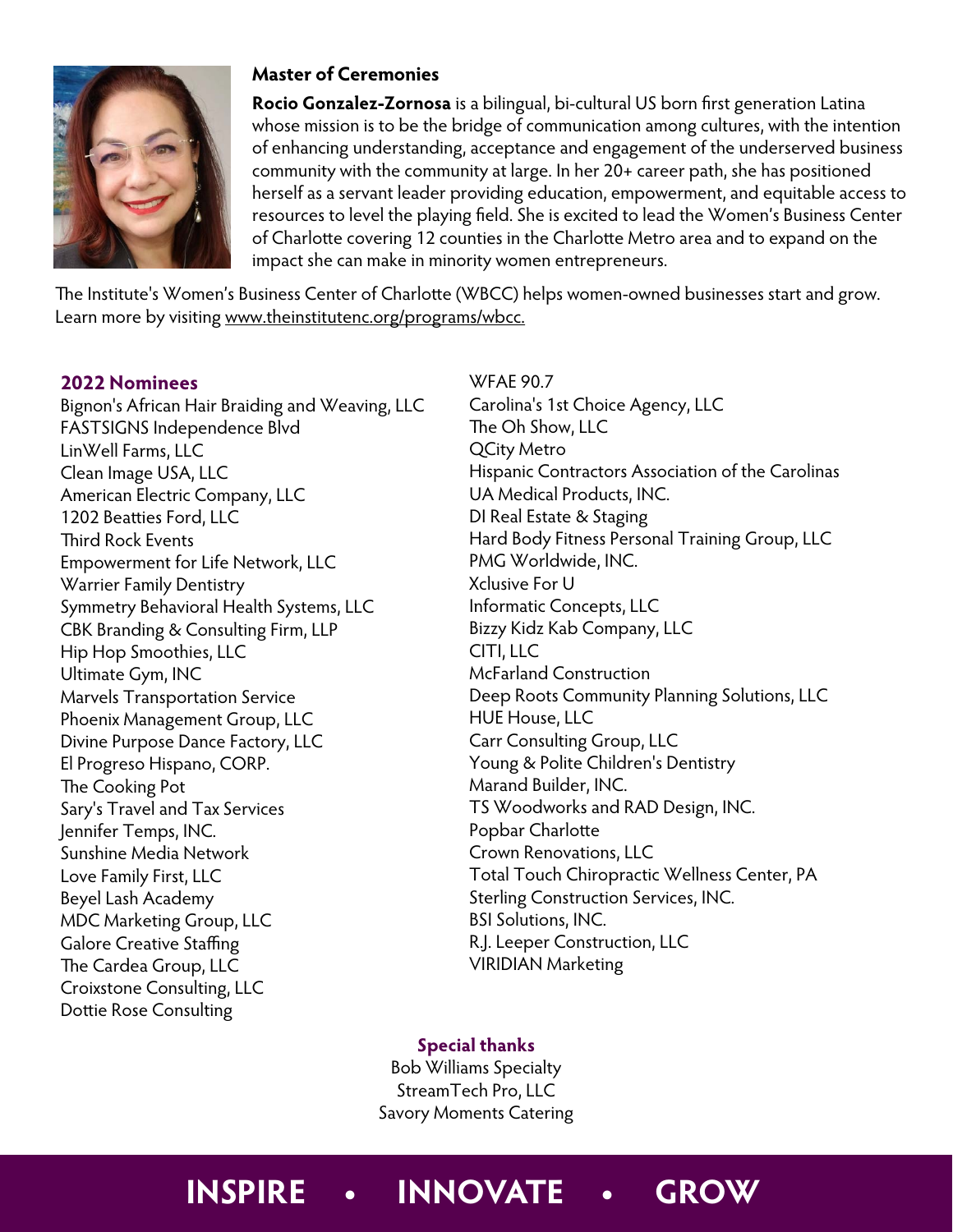### Master of Ceremonies

**Rocio Gonzalez-Zornosa** is a bilingual, bi-cultural US born first generation Latina whose mission is to be the bridge of communication among cultures, with the intention of enhancing understanding, acceptance and engagement of the underserved business community with the community at large. In her 20+ career path, she has positioned herself as a servant leader providing education, empowerment, and equitable access to resources to level the playing field. She is excited to lead the Women's Business Center of Charlotte covering 12 counties in the Charlotte Metro area and to expand on the impact she can make in minority women entrepreneurs.

The Institute's Women's Business Center of Charlotte (WBCC) helps women-owned businesses start and grow. Learn more by visiting www.theinstitutenc.org/programs/wbcc.

### 2022 Nominees

Bignon's African Hair Braiding and Weaving, LLC
FASTSIGNS Independence Blvd
LinWell Farms, LLC
Clean Image USA, LLC
American Electric Company, LLC
1202 Beatties Ford, LLC
Third Rock Events
Empowerment for Life Network, LLC
Warrier Family Dentistry
Symmetry Behavioral Health Systems, LLC
CBK Branding & Consulting Firm, LLP
Hip Hop Smoothies, LLC
Ultimate Gym, INC
Marvels Transportation Service
Phoenix Management Group, LLC
Divine Purpose Dance Factory, LLC
El Progreso Hispano, CORP.
The Cooking Pot
Sary's Travel and Tax Services
Jennifer Temps, INC.
Sunshine Media Network
Love Family First, LLC
Beyel Lash Academy
MDC Marketing Group, LLC
Galore Creative Staffing
The Cardea Group, LLC
Croixstone Consulting, LLC
Dottie Rose Consulting
WFAE 90.7
Carolina's 1st Choice Agency, LLC
The Oh Show, LLC
QCity Metro
Hispanic Contractors Association of the Carolinas
UA Medical Products, INC.
DI Real Estate & Staging
Hard Body Fitness Personal Training Group, LLC
PMG Worldwide, INC.
Xclusive For U
Informatic Concepts, LLC
Bizzy Kidz Kab Company, LLC
CITI, LLC
McFarland Construction
Deep Roots Community Planning Solutions, LLC
HUE House, LLC
Carr Consulting Group, LLC
Young & Polite Children's Dentistry
Marand Builder, INC.
TS Woodworks and RAD Design, INC.
Popbar Charlotte
Crown Renovations, LLC
Total Touch Chiropractic Wellness Center, PA
Sterling Construction Services, INC.
BSI Solutions, INC.
R.J. Leeper Construction, LLC
VIRIDIAN Marketing

### Special thanks

Bob Williams Specialty
StreamTech Pro, LLC
Savory Moments Catering

**INSPIRE • INNOVATE • GROW**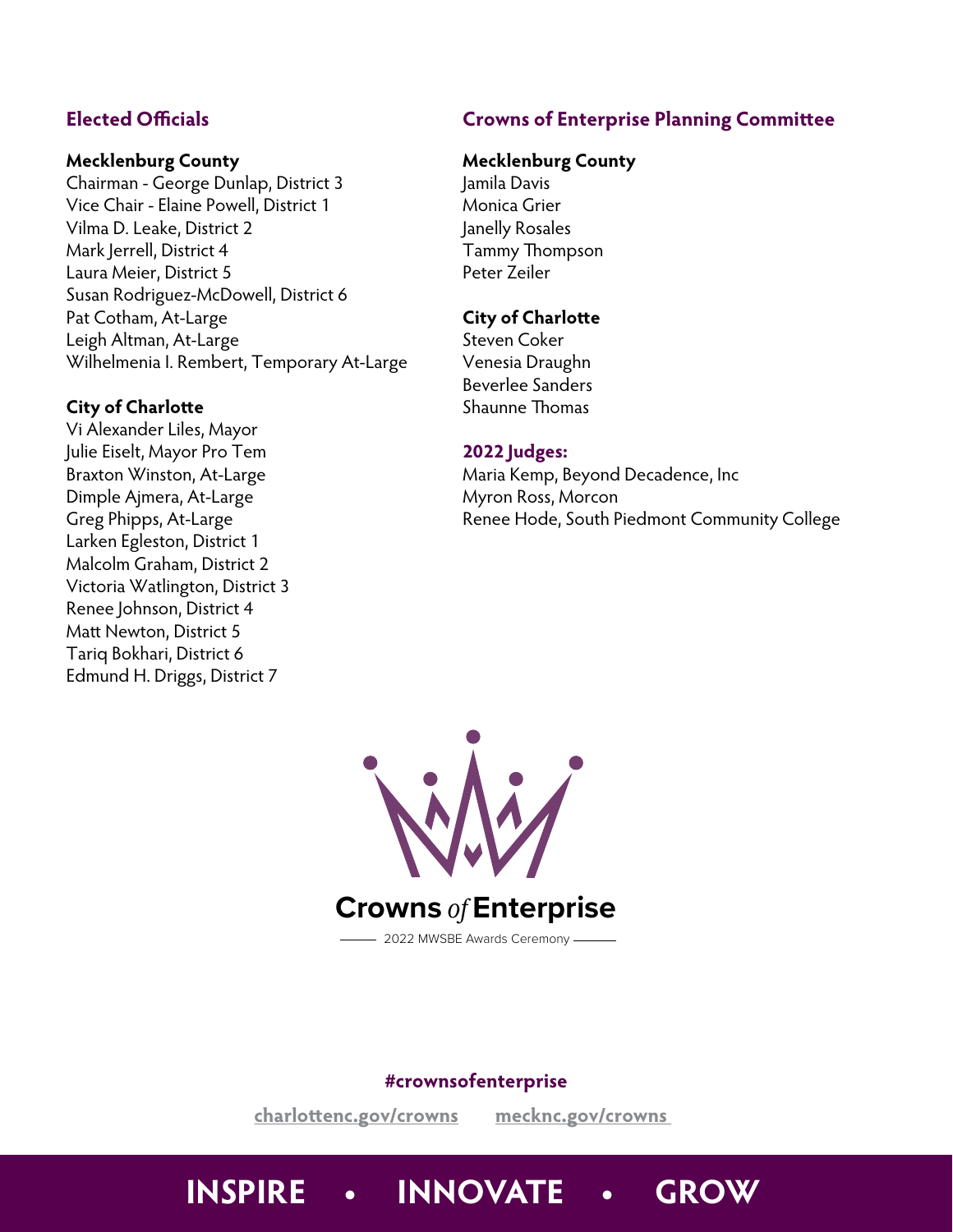## Elected Officials

**Mecklenburg County**

Chairman - George Dunlap, District 3
Vice Chair - Elaine Powell, District 1
Vilma D. Leake, District 2
Mark Jerrell, District 4
Laura Meier, District 5
Susan Rodriguez-McDowell, District 6
Pat Cotham, At-Large
Leigh Altman, At-Large
Wilhelmenia I. Rembert, Temporary At-Large

**City of Charlotte**

Vi Alexander Liles, Mayor
Julie Eiselt, Mayor Pro Tem
Braxton Winston, At-Large
Dimple Ajmera, At-Large
Greg Phipps, At-Large
Larken Egleston, District 1
Malcolm Graham, District 2
Victoria Watlington, District 3
Renee Johnson, District 4
Matt Newton, District 5
Tariq Bokhari, District 6
Edmund H. Driggs, District 7

## Crowns of Enterprise Planning Committee

**Mecklenburg County**

Jamila Davis
Monica Grier
Janelly Rosales
Tammy Thompson
Peter Zeiler

**City of Charlotte**

Steven Coker
Venesia Draughn
Beverlee Sanders
Shaunne Thomas

**2022 Judges:**

Maria Kemp, Beyond Decadence, Inc
Myron Ross, Morcon
Renee Hode, South Piedmont Community College

**Crowns *of* Enterprise**

2022 MWSBE Awards Ceremony

**#crownsofenterprise**

**charlottenc.gov/crowns** **mecknc.gov/crowns**

**INSPIRE • INNOVATE • GROW**